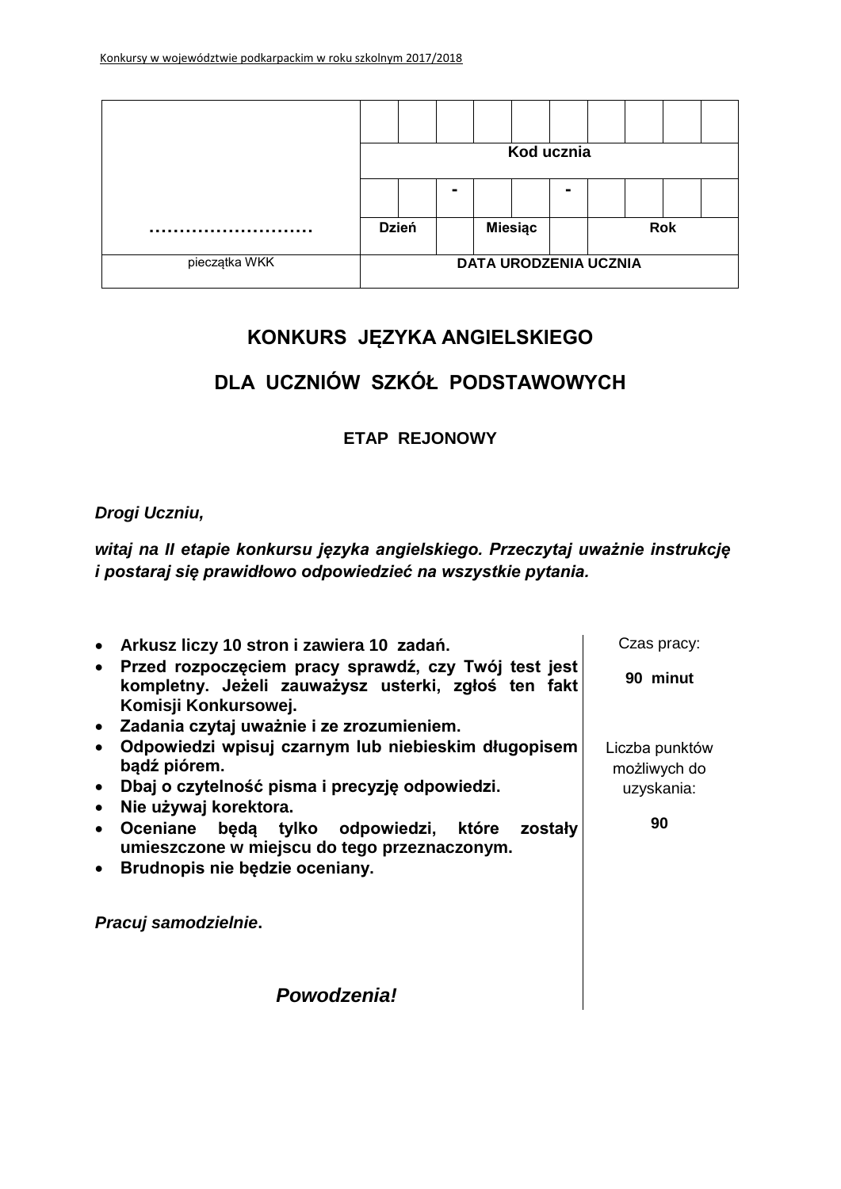| ……………………… | | | | | | | | | | |
|---|---|---|---|---|---|---|---|---|---|---|
| | Kod ucznia | | | | | | | | | |
| | | | - | | | - | | | | |
| | Dzień | | | Miesiąc | | | Rok | | | |
| pieczątka WKK | DATA URODZENIA UCZNIA | | | | | | | | | |

# KONKURS JĘZYKA ANGIELSKIEGO

# DLA UCZNIÓW SZKÓŁ PODSTAWOWYCH

## ETAP REJONOWY

***Drogi Uczniu,***

***witaj na II etapie konkursu języka angielskiego. Przeczytaj uważnie instrukcję i postaraj się prawidłowo odpowiedzieć na wszystkie pytania.***

- **Arkusz liczy 10 stron i zawiera 10 zadań.**
- **Przed rozpoczęciem pracy sprawdź, czy Twój test jest kompletny. Jeżeli zauważysz usterki, zgłoś ten fakt Komisji Konkursowej.**
- **Zadania czytaj uważnie i ze zrozumieniem.**
- **Odpowiedzi wpisuj czarnym lub niebieskim długopisem bądź piórem.**
- **Dbaj o czytelność pisma i precyzję odpowiedzi.**
- **Nie używaj korektora.**
- **Oceniane będą tylko odpowiedzi, które zostały umieszczone w miejscu do tego przeznaczonym.**
- **Brudnopis nie będzie oceniany.**

***Pracuj samodzielnie*.**

***Powodzenia!***

Czas pracy:

**90 minut**

Liczba punktów możliwych do uzyskania:

**90**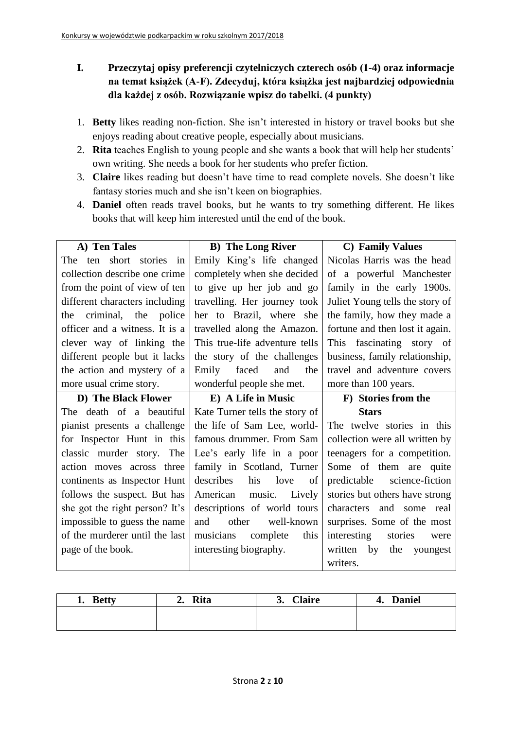## I. Przeczytaj opisy preferencji czytelniczych czterech osób (1-4) oraz informacje na temat książek (A-F). Zdecyduj, która książka jest najbardziej odpowiednia dla każdej z osób. Rozwiązanie wpisz do tabelki. (4 punkty)

1. **Betty** likes reading non-fiction. She isn't interested in history or travel books but she enjoys reading about creative people, especially about musicians.
2. **Rita** teaches English to young people and she wants a book that will help her students' own writing. She needs a book for her students who prefer fiction.
3. **Claire** likes reading but doesn't have time to read complete novels. She doesn't like fantasy stories much and she isn't keen on biographies.
4. **Daniel** often reads travel books, but he wants to try something different. He likes books that will keep him interested until the end of the book.

| **A) Ten Tales** | **B) The Long River** | **C) Family Values** |
|---|---|---|
| The ten short stories in collection describe one crime from the point of view of ten different characters including the criminal, the police officer and a witness. It is a clever way of linking the different people but it lacks the action and mystery of a more usual crime story. | Emily King's life changed completely when she decided to give up her job and go travelling. Her journey took her to Brazil, where she travelled along the Amazon. This true-life adventure tells the story of the challenges Emily faced and the wonderful people she met. | Nicolas Harris was the head of a powerful Manchester family in the early 1900s. Juliet Young tells the story of the family, how they made a fortune and then lost it again. This fascinating story of business, family relationship, travel and adventure covers more than 100 years. |
| **D) The Black Flower** | **E) A Life in Music** | **F) Stories from the Stars** |
| The death of a beautiful pianist presents a challenge for Inspector Hunt in this classic murder story. The action moves across three continents as Inspector Hunt follows the suspect. But has she got the right person? It's impossible to guess the name of the murderer until the last page of the book. | Kate Turner tells the story of the life of Sam Lee, world-famous drummer. From Sam Lee's early life in a poor family in Scotland, Turner describes his love of American music. Lively descriptions of world tours and other well-known musicians complete this interesting biography. | The twelve stories in this collection were all written by teenagers for a competition. Some of them are quite predictable science-fiction stories but others have strong characters and some real surprises. Some of the most interesting stories were written by the youngest writers. |

| 1. Betty | 2. Rita | 3. Claire | 4. Daniel |
|---|---|---|---|
| | | | |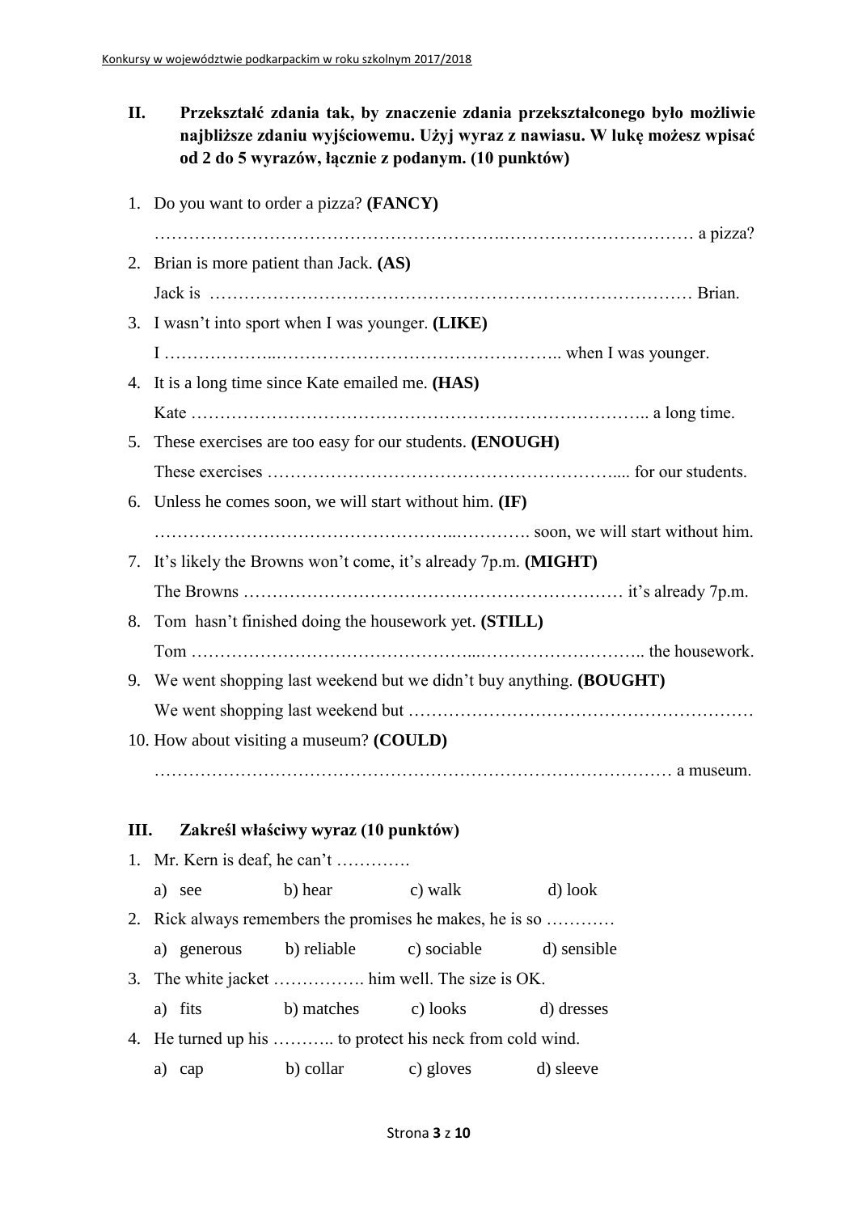## II. Przekształć zdania tak, by znaczenie zdania przekształconego było możliwie najbliższe zdaniu wyjściowemu. Użyj wyraz z nawiasu. W lukę możesz wpisać od 2 do 5 wyrazów, łącznie z podanym. (10 punktów)

1. Do you want to order a pizza? **(FANCY)**

   ……………………………………………………….…………………………… a pizza?

2. Brian is more patient than Jack. **(AS)**

   Jack is ……………………………………………………………………………… Brian.

3. I wasn't into sport when I was younger. **(LIKE)**

   I ………………..………………………………………….. when I was younger.

4. It is a long time since Kate emailed me. **(HAS)**

   Kate …………………………………………………………………….. a long time.

5. These exercises are too easy for our students. **(ENOUGH)**

   These exercises …………………………………………………..... for our students.

6. Unless he comes soon, we will start without him. **(IF)**

   ……………………………………………..…………. soon, we will start without him.

7. It's likely the Browns won't come, it's already 7p.m. **(MIGHT)**

   The Browns ………………………………………………………… it's already 7p.m.

8. Tom hasn't finished doing the housework yet. **(STILL)**

   Tom ………………………………………...……………………….. the housework.

9. We went shopping last weekend but we didn't buy anything. **(BOUGHT)**

   We went shopping last weekend but ……………………………………………………

10. How about visiting a museum? **(COULD)**

    …………………………………………………………………………… a museum.

## III. Zakreśl właściwy wyraz (10 punktów)

1. Mr. Kern is deaf, he can't ………….

   a) see b) hear c) walk d) look

2. Rick always remembers the promises he makes, he is so …………

   a) generous b) reliable c) sociable d) sensible

3. The white jacket ……………. him well. The size is OK.

   a) fits b) matches c) looks d) dresses

4. He turned up his ……….. to protect his neck from cold wind.

   a) cap b) collar c) gloves d) sleeve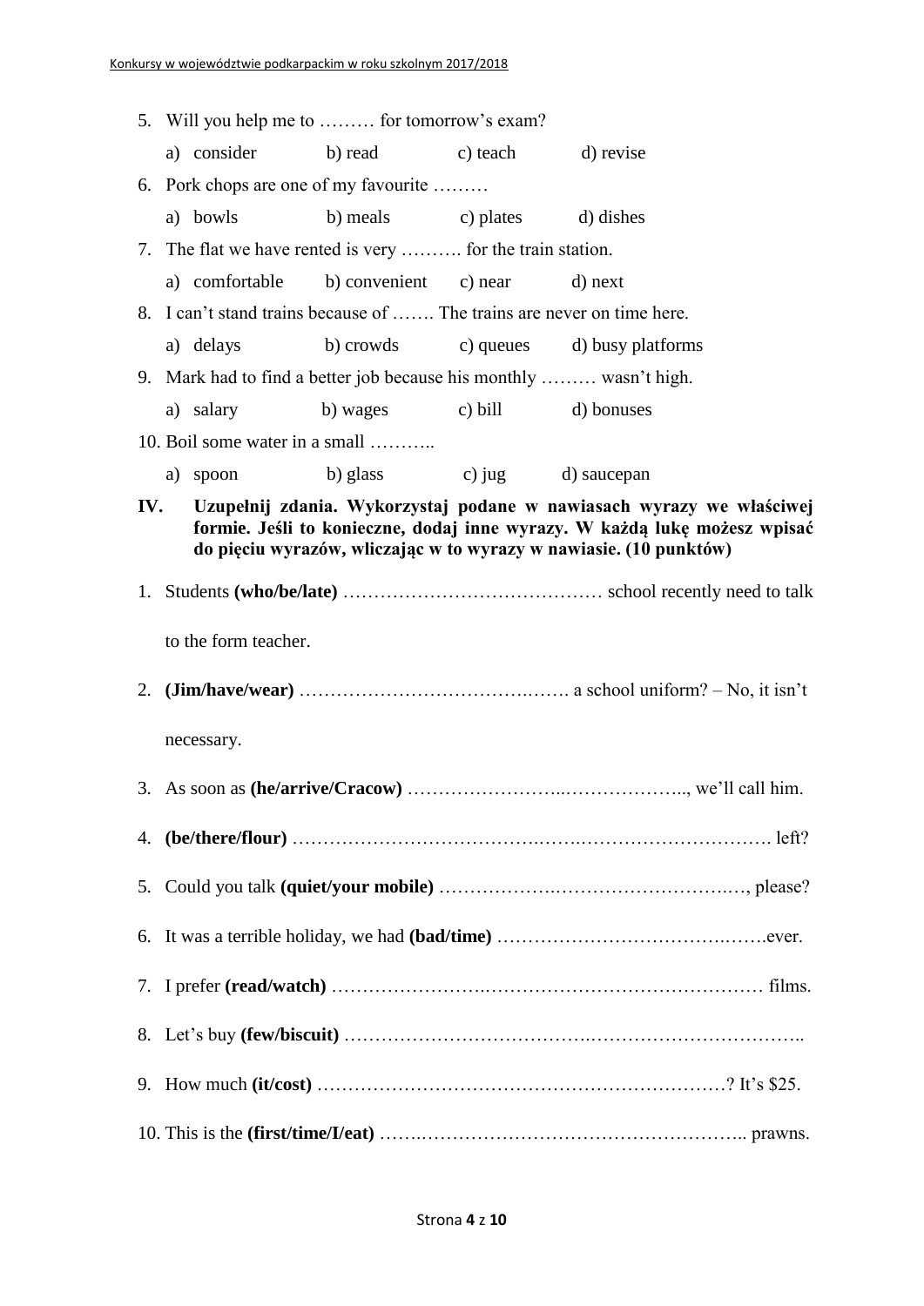5. Will you help me to ……… for tomorrow's exam?

   a) consider b) read c) teach d) revise

6. Pork chops are one of my favourite ………

   a) bowls b) meals c) plates d) dishes

7. The flat we have rented is very ………. for the train station.

   a) comfortable b) convenient c) near d) next

8. I can't stand trains because of ……. The trains are never on time here.

   a) delays b) crowds c) queues d) busy platforms

9. Mark had to find a better job because his monthly ……… wasn't high.

   a) salary b) wages c) bill d) bonuses

10. Boil some water in a small ………..

    a) spoon b) glass c) jug d) saucepan

**IV. Uzupełnij zdania. Wykorzystaj podane w nawiasach wyrazy we właściwej formie. Jeśli to konieczne, dodaj inne wyrazy. W każdą lukę możesz wpisać do pięciu wyrazów, wliczając w to wyrazy w nawiasie. (10 punktów)**

1. Students **(who/be/late)** …………………………………… school recently need to talk to the form teacher.

2. **(Jim/have/wear)** …………………………….……. a school uniform? – No, it isn't necessary.

3. As soon as **(he/arrive/Cracow)** ……………………..……………….., we'll call him.

4. **(be/there/flour)** ……………………………….…….…………………………. left?

5. Could you talk **(quiet/your mobile)** ……………….………………………..…, please?

6. It was a terrible holiday, we had **(bad/time)** …………………………….…….ever.

7. I prefer **(read/watch)** …………………….…………………………………… films.

8. Let's buy **(few/biscuit)** ……………………………….…………………………..

9. How much **(it/cost)** ………………………………………………………? It's $25.

10. This is the **(first/time/I/eat)** …….…………………………………………….. prawns.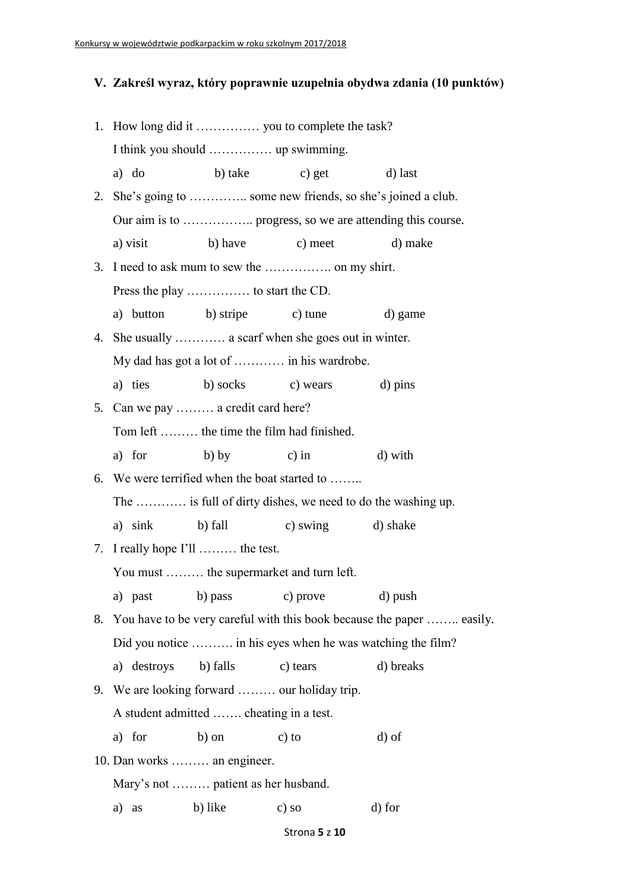## V. Zakreśl wyraz, który poprawnie uzupełnia obydwa zdania (10 punktów)

1. How long did it …………… you to complete the task?

   I think you should …………… up swimming.

   a) do b) take c) get d) last

2. She's going to ………….. some new friends, so she's joined a club.

   Our aim is to …………….. progress, so we are attending this course.

   a) visit b) have c) meet d) make

3. I need to ask mum to sew the ……………. on my shirt.

   Press the play …………… to start the CD.

   a) button b) stripe c) tune d) game

4. She usually ………… a scarf when she goes out in winter.

   My dad has got a lot of ………… in his wardrobe.

   a) ties b) socks c) wears d) pins

5. Can we pay ……… a credit card here?

   Tom left ……… the time the film had finished.

   a) for b) by c) in d) with

6. We were terrified when the boat started to ……..

   The ………… is full of dirty dishes, we need to do the washing up.

   a) sink b) fall c) swing d) shake

7. I really hope I'll ……… the test.

   You must ……… the supermarket and turn left.

   a) past b) pass c) prove d) push

8. You have to be very careful with this book because the paper …….. easily.

   Did you notice ………. in his eyes when he was watching the film?

   a) destroys b) falls c) tears d) breaks

9. We are looking forward ……… our holiday trip.

   A student admitted ……. cheating in a test.

   a) for b) on c) to d) of

10. Dan works ……… an engineer.

    Mary's not ……… patient as her husband.

    a) as b) like c) so d) for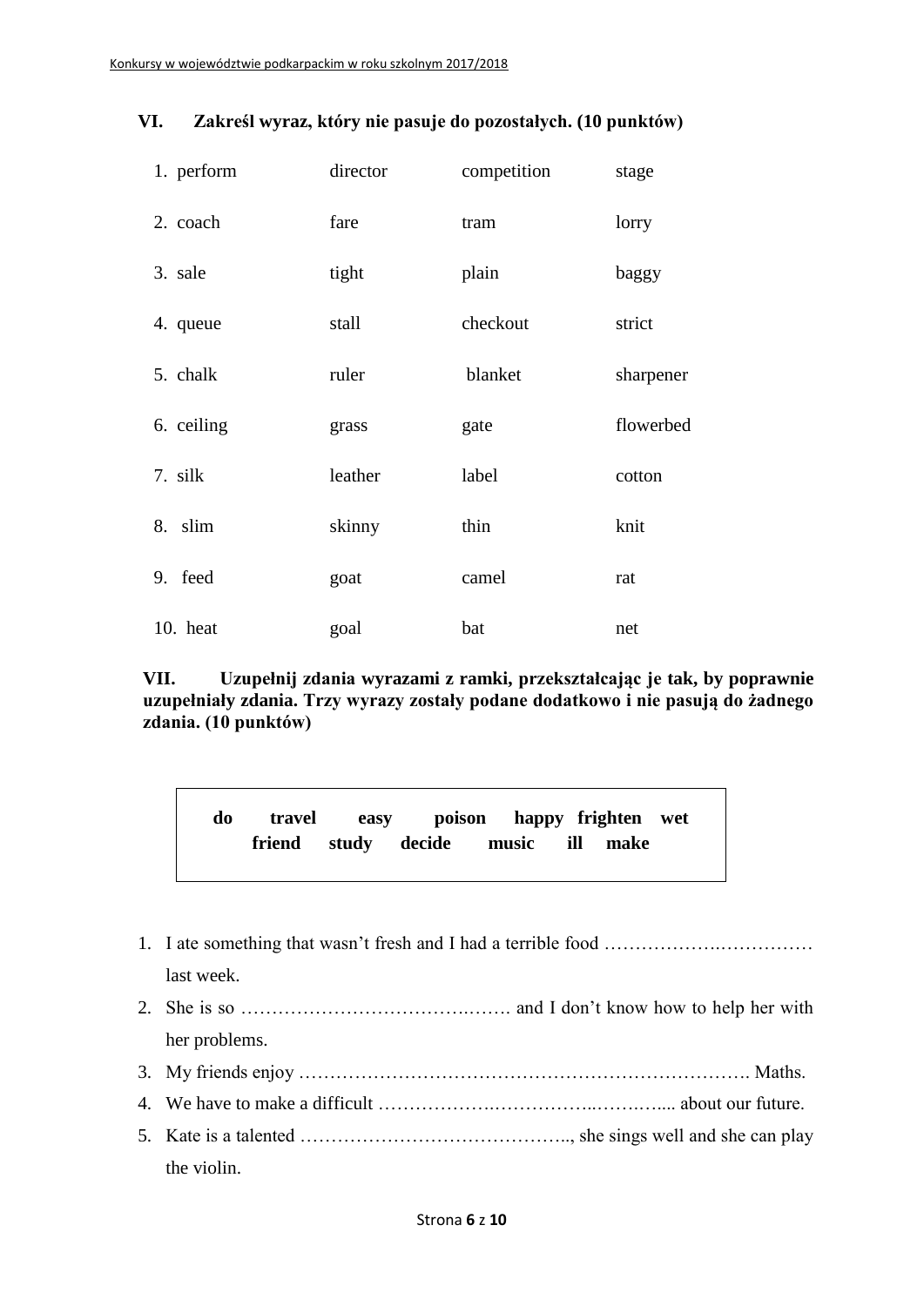### VI. Zakreśl wyraz, który nie pasuje do pozostałych. (10 punktów)

| | | | |
|---|---|---|---|
| 1. perform | director | competition | stage |
| 2. coach | fare | tram | lorry |
| 3. sale | tight | plain | baggy |
| 4. queue | stall | checkout | strict |
| 5. chalk | ruler | blanket | sharpener |
| 6. ceiling | grass | gate | flowerbed |
| 7. silk | leather | label | cotton |
| 8. slim | skinny | thin | knit |
| 9. feed | goat | camel | rat |
| 10. heat | goal | bat | net |

### VII. Uzupełnij zdania wyrazami z ramki, przekształcając je tak, by poprawnie uzupełniały zdania. Trzy wyrazy zostały podane dodatkowo i nie pasują do żadnego zdania. (10 punktów)

**do travel easy poison happy frighten wet friend study decide music ill make**

1. I ate something that wasn't fresh and I had a terrible food …………………………… last week.
2. She is so ……………………………………. and I don't know how to help her with her problems.
3. My friends enjoy ………………………………………………………………. Maths.
4. We have to make a difficult ……………………………………………... about our future.
5. Kate is a talented …………………………………….., she sings well and she can play the violin.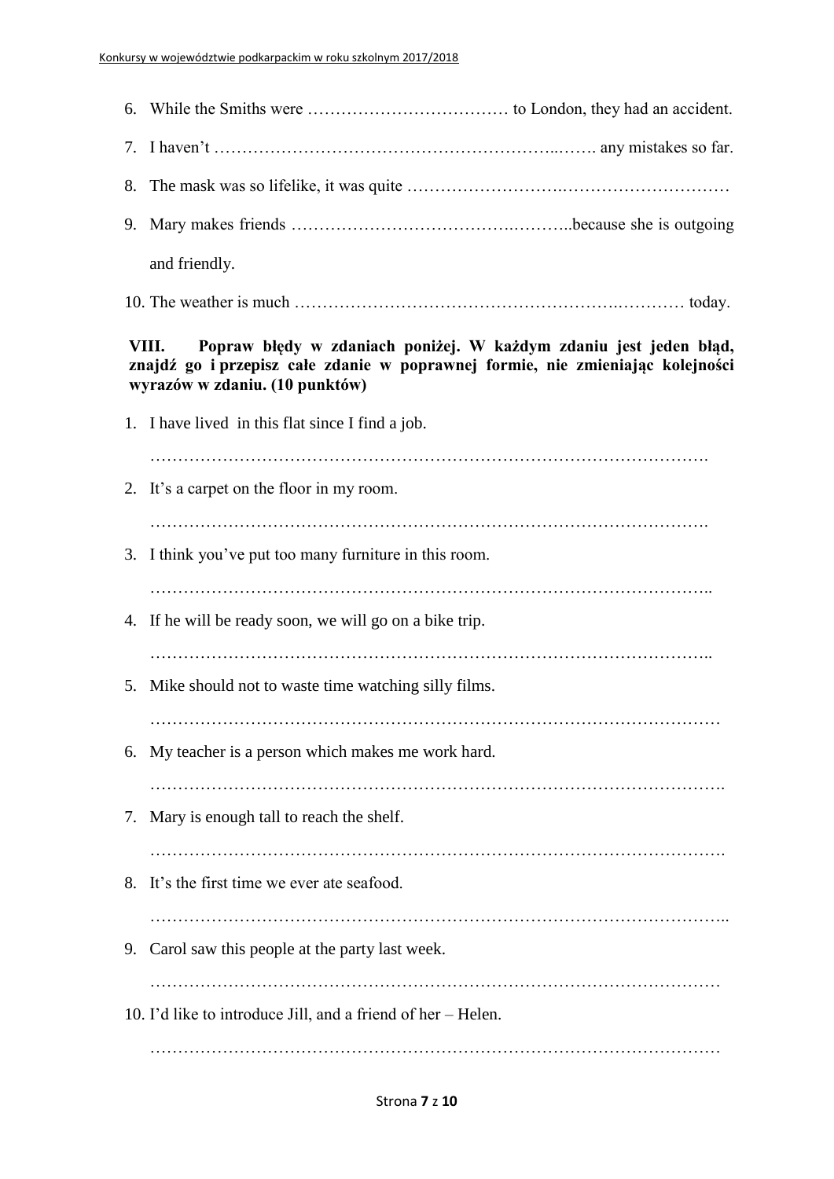6. While the Smiths were ……………………………… to London, they had an accident.
7. I haven't ……………………………………………………..……. any mistakes so far.
8. The mask was so lifelike, it was quite ……………………….…………………………
9. Mary makes friends ………………………………….………..because she is outgoing and friendly.
10. The weather is much …………………………………………………..………… today.

**VIII. Popraw błędy w zdaniach poniżej. W każdym zdaniu jest jeden błąd, znajdź go i przepisz całe zdanie w poprawnej formie, nie zmieniając kolejności wyrazów w zdaniu. (10 punktów)**

1. I have lived in this flat since I find a job.

   ……………………………………………………………………………………….

2. It's a carpet on the floor in my room.

   ……………………………………………………………………………………….

3. I think you've put too many furniture in this room.

   ………………………………………………………………………………………..

4. If he will be ready soon, we will go on a bike trip.

   ………………………………………………………………………………………..

5. Mike should not to waste time watching silly films.

   …………………………………………………………………………………………

6. My teacher is a person which makes me work hard.

   ………………………………………………………………………………………….

7. Mary is enough tall to reach the shelf.

   ………………………………………………………………………………………….

8. It's the first time we ever ate seafood.

   …………………………………………………………………………………………..

9. Carol saw this people at the party last week.

   …………………………………………………………………………………………

10. I'd like to introduce Jill, and a friend of her – Helen.

    …………………………………………………………………………………………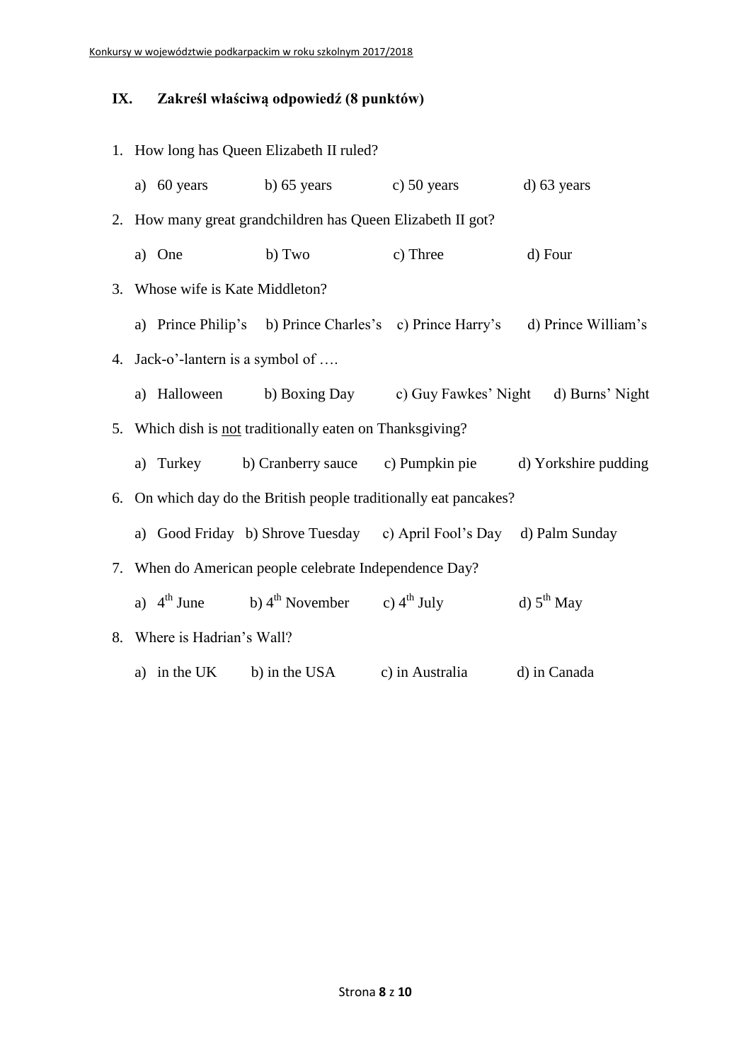## IX. Zakreśl właściwą odpowiedź (8 punktów)

1. How long has Queen Elizabeth II ruled?

   a) 60 years b) 65 years c) 50 years d) 63 years

2. How many great grandchildren has Queen Elizabeth II got?

   a) One b) Two c) Three d) Four

3. Whose wife is Kate Middleton?

   a) Prince Philip's b) Prince Charles's c) Prince Harry's d) Prince William's

4. Jack-o'-lantern is a symbol of ….

   a) Halloween b) Boxing Day c) Guy Fawkes' Night d) Burns' Night

5. Which dish is <u>not</u> traditionally eaten on Thanksgiving?

   a) Turkey b) Cranberry sauce c) Pumpkin pie d) Yorkshire pudding

6. On which day do the British people traditionally eat pancakes?

   a) Good Friday b) Shrove Tuesday c) April Fool's Day d) Palm Sunday

7. When do American people celebrate Independence Day?

   a) 4th June b) 4th November c) 4th July d) 5th May

8. Where is Hadrian's Wall?

   a) in the UK b) in the USA c) in Australia d) in Canada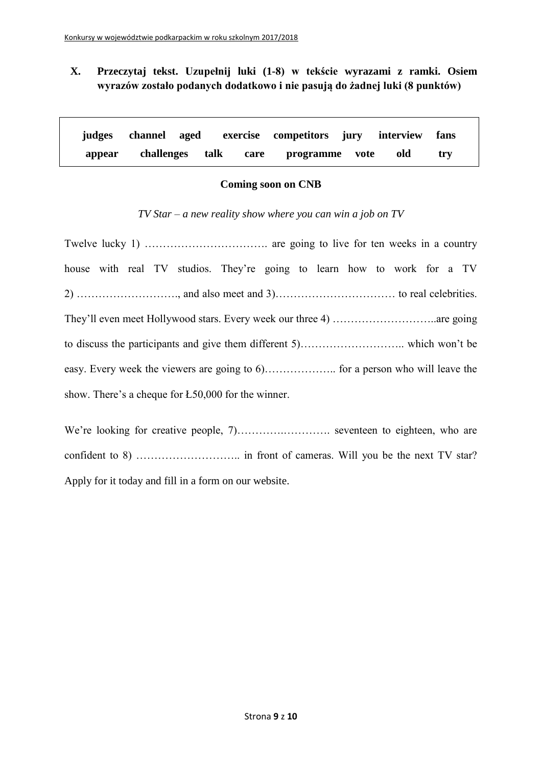## X. Przeczytaj tekst. Uzupełnij luki (1-8) w tekście wyrazami z ramki. Osiem wyrazów zostało podanych dodatkowo i nie pasują do żadnej luki (8 punktów)

| judges | channel | aged | exercise | competitors | jury | interview | fans |
|---|---|---|---|---|---|---|---|
| appear | challenges | talk | care | programme | vote | old | try |

**Coming soon on CNB**

*TV Star – a new reality show where you can win a job on TV*

Twelve lucky 1) ……………………………. are going to live for ten weeks in a country house with real TV studios. They're going to learn how to work for a TV 2) ………………………., and also meet and 3)…………………………… to real celebrities. They'll even meet Hollywood stars. Every week our three 4) ………………………..are going to discuss the participants and give them different 5)……………………….. which won't be easy. Every week the viewers are going to 6)……………….. for a person who will leave the show. There's a cheque for Ł50,000 for the winner.

We're looking for creative people, 7)…………………………. seventeen to eighteen, who are confident to 8) ……………………….. in front of cameras. Will you be the next TV star? Apply for it today and fill in a form on our website.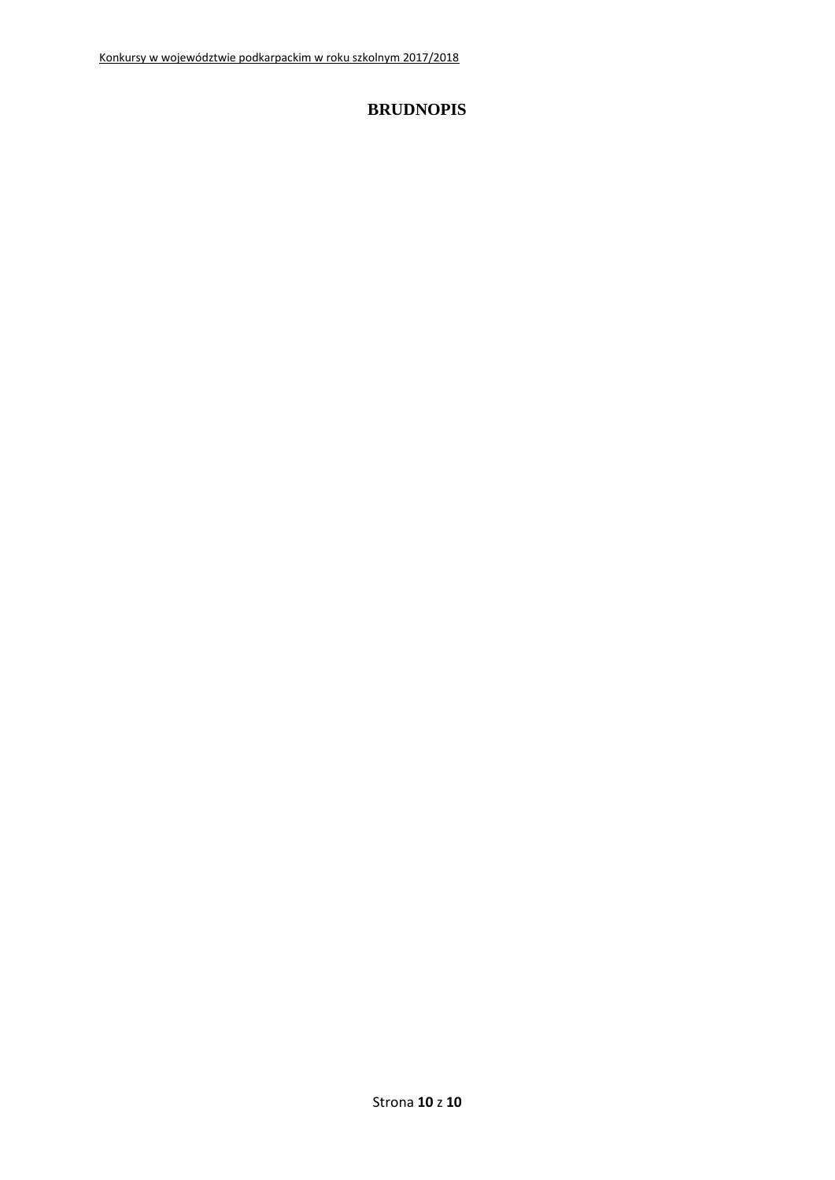# BRUDNOPIS